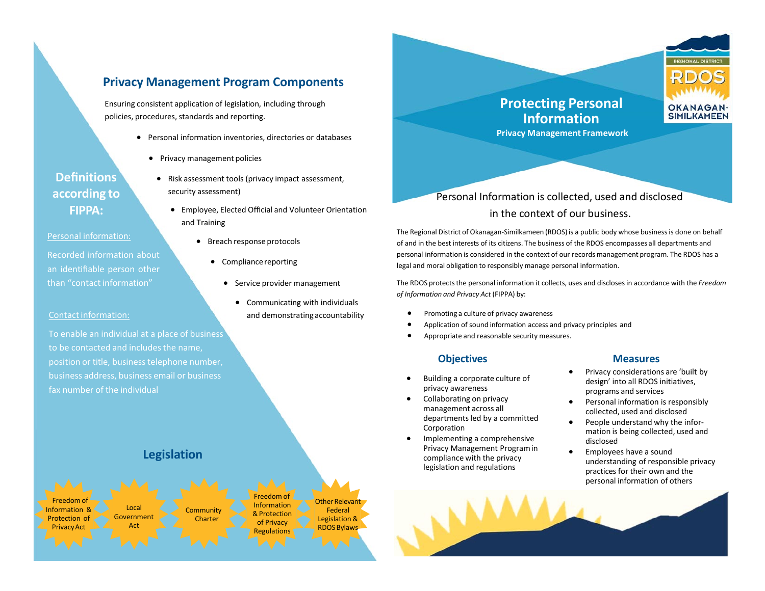# Protecting Personal Information

**Privacy Management Framework**

Personal Information is collected, used and disclosed in the context of our business.

The Regional District of Okanagan-Similkameen (RDOS) is a public body whose business is done on behalf of and in the best interests of its citizens. The business of the RDOS encompasses all departments and personal information is considered in the context of our records management program. The RDOS has a legal and moral obligation to responsibly manage personal information.

The RDOS protects the personal information it collects, uses and discloses in accordance with the *Freedom of Information and Privacy Act* (FIPPA) by:

- Promoting a culture of privacy awareness
- Application of sound information access and privacy principles and
- Appropriate and reasonable security measures.

## Objectives

- Building a corporate culture of privacy awareness
- Collaborating on privacy management across all departments led by a committed Corporation
- Implementing a comprehensive Privacy Management Program in compliance with the privacy legislation and regulations

## Measures

- Privacy considerations are 'built by design' into all RDOS initiatives, programs and services
- Personal information is responsibly collected, used and disclosed
- People understand why the information is being collected, used and disclosed
- Employees have a sound understanding of responsible privacy practices for their own and the personal information of others

## Privacy Management Program Components

Ensuring consistent application of legislation, including through policies, procedures, standards and reporting.

- Personal information inventories, directories or databases
- Privacy management policies
- Risk assessment tools (privacy impact assessment, security assessment)
- Employee, Elected Official and Volunteer Orientation and Training
- Breach response protocols
- Compliance reporting
- Service provider management
- Communicating with individuals and demonstrating accountability

## Definitions according to FIPPA:

Personal information:

Recorded information about an identifiable person other than "contact information"

Contact information:

To enable an individual at a place of business to be contacted and includes the name, position or title, business telephone number, business address, business email or business fax number of the individual

## Legislation

- Freedom of Information & Protection of Privacy Act
- Local Government Act
- Community Charter
- Freedom of Information & Protection of Privacy Regulations
- Other Relevant Federal Legislation & RDOS Bylaws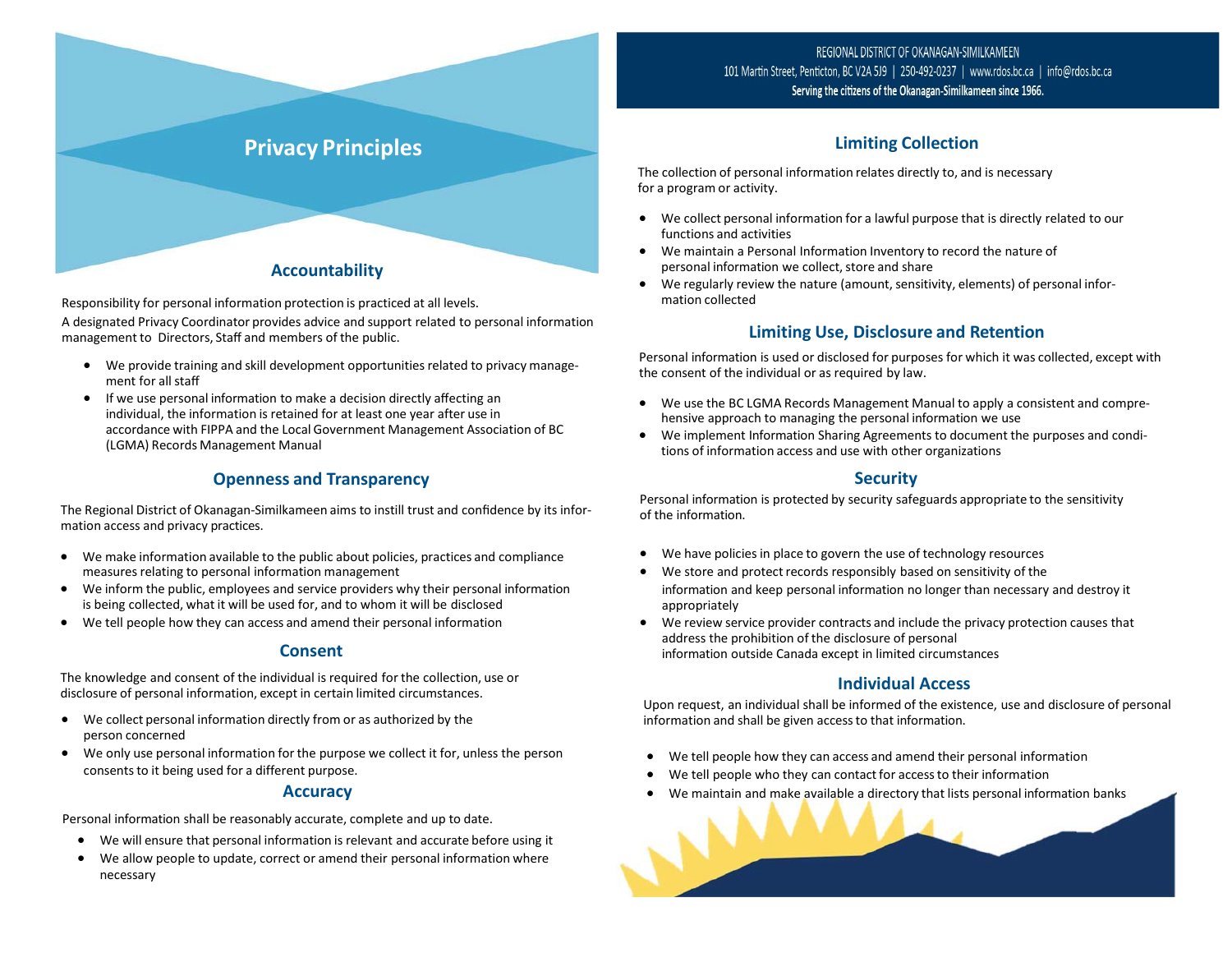# Privacy Principles

## Accountability

Responsibility for personal information protection is practiced at all levels.

A designated Privacy Coordinator provides advice and support related to personal information management to Directors, Staff and members of the public.

- We provide training and skill development opportunities related to privacy management for all staff
- If we use personal information to make a decision directly affecting an individual, the information is retained for at least one year after use in accordance with FIPPA and the Local Government Management Association of BC (LGMA) Records Management Manual

## Openness and Transparency

The Regional District of Okanagan-Similkameen aims to instill trust and confidence by its information access and privacy practices.

- We make information available to the public about policies, practices and compliance measures relating to personal information management
- We inform the public, employees and service providers why their personal information is being collected, what it will be used for, and to whom it will be disclosed
- We tell people how they can access and amend their personal information

## Consent

The knowledge and consent of the individual is required for the collection, use or disclosure of personal information, except in certain limited circumstances.

- We collect personal information directly from or as authorized by the person concerned
- We only use personal information for the purpose we collect it for, unless the person consents to it being used for a different purpose.

## Accuracy

Personal information shall be reasonably accurate, complete and up to date.

- We will ensure that personal information is relevant and accurate before using it
- We allow people to update, correct or amend their personal information where necessary

REGIONAL DISTRICT OF OKANAGAN-SIMILKAMEEN
101 Martin Street, Penticton, BC V2A 5J9 | 250-492-0237 | www.rdos.bc.ca | info@rdos.bc.ca
**Serving the citizens of the Okanagan-Similkameen since 1966.**

## Limiting Collection

The collection of personal information relates directly to, and is necessary for a program or activity.

- We collect personal information for a lawful purpose that is directly related to our functions and activities
- We maintain a Personal Information Inventory to record the nature of personal information we collect, store and share
- We regularly review the nature (amount, sensitivity, elements) of personal information collected

## Limiting Use, Disclosure and Retention

Personal information is used or disclosed for purposes for which it was collected, except with the consent of the individual or as required by law.

- We use the BC LGMA Records Management Manual to apply a consistent and comprehensive approach to managing the personal information we use
- We implement Information Sharing Agreements to document the purposes and conditions of information access and use with other organizations

## Security

Personal information is protected by security safeguards appropriate to the sensitivity of the information.

- We have policies in place to govern the use of technology resources
- We store and protect records responsibly based on sensitivity of the information and keep personal information no longer than necessary and destroy it appropriately
- We review service provider contracts and include the privacy protection causes that address the prohibition of the disclosure of personal information outside Canada except in limited circumstances

## Individual Access

Upon request, an individual shall be informed of the existence, use and disclosure of personal information and shall be given access to that information.

- We tell people how they can access and amend their personal information
- We tell people who they can contact for access to their information
- We maintain and make available a directory that lists personal information banks